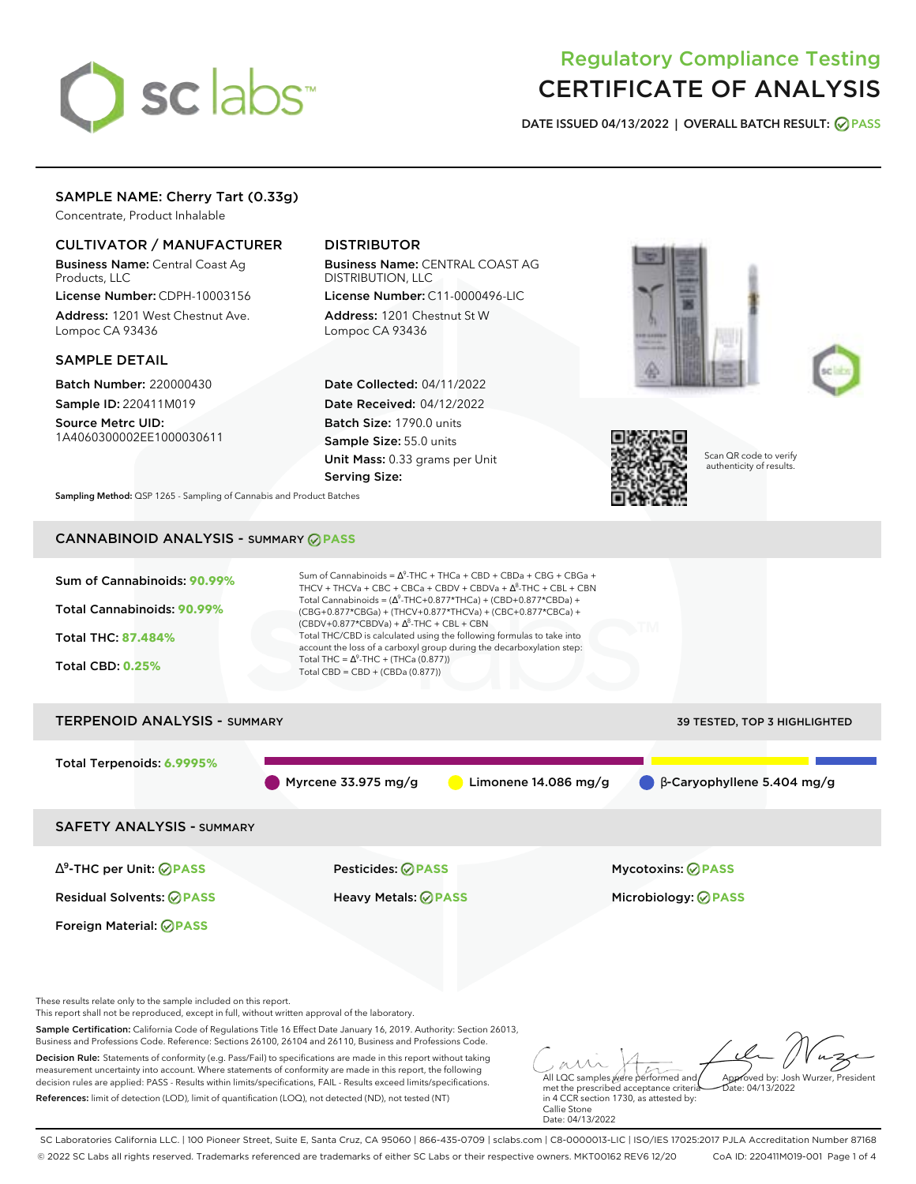# Regulatory Compliance Testing
# CERTIFICATE OF ANALYSIS

**DATE ISSUED 04/13/2022 | OVERALL BATCH RESULT: PASS**

## SAMPLE NAME: Cherry Tart (0.33g)

Concentrate, Product Inhalable

### CULTIVATOR / MANUFACTURER

**Business Name:** Central Coast Ag Products, LLC

**License Number:** CDPH-10003156

**Address:** 1201 West Chestnut Ave. Lompoc CA 93436

### DISTRIBUTOR

**Business Name:** CENTRAL COAST AG DISTRIBUTION, LLC

**License Number:** C11-0000496-LIC

**Address:** 1201 Chestnut St W Lompoc CA 93436

### SAMPLE DETAIL

**Batch Number:** 220000430

**Sample ID:** 220411M019

**Source Metrc UID:** 1A4060300002EE1000030611

**Date Collected:** 04/11/2022

**Date Received:** 04/12/2022

**Batch Size:** 1790.0 units

**Sample Size:** 55.0 units

**Unit Mass:** 0.33 grams per Unit

**Serving Size:**

Scan QR code to verify authenticity of results.

**Sampling Method:** QSP 1265 - Sampling of Cannabis and Product Batches

## CANNABINOID ANALYSIS - SUMMARY PASS

**Sum of Cannabinoids: 90.99%**

**Total Cannabinoids: 90.99%**

**Total THC: 87.484%**

**Total CBD: 0.25%**

Sum of Cannabinoids = $\Delta^9$-THC + THCa + CBD + CBDa + CBG + CBGa + THCV + THCVa + CBC + CBCa + CBDV + CBDVa + $\Delta^8$-THC + CBL + CBN

Total Cannabinoids = ($\Delta^9$-THC+0.877*THCa) + (CBD+0.877*CBDa) + (CBG+0.877*CBGa) + (THCV+0.877*THCVa) + (CBC+0.877*CBCa) + (CBDV+0.877*CBDVa) + $\Delta^8$-THC + CBL + CBN

Total THC/CBD is calculated using the following formulas to take into account the loss of a carboxyl group during the decarboxylation step:

Total THC = $\Delta^9$-THC + (THCa (0.877))

Total CBD = CBD + (CBDa (0.877))

## TERPENOID ANALYSIS - SUMMARY

39 TESTED, TOP 3 HIGHLIGHTED

**Total Terpenoids: 6.9995%**

Myrcene 33.975 mg/g | Limonene 14.086 mg/g | β-Caryophyllene 5.404 mg/g

## SAFETY ANALYSIS - SUMMARY

| | | |
|---|---|---|
| $\Delta^9$-THC per Unit: PASS | Pesticides: PASS | Mycotoxins: PASS |
| Residual Solvents: PASS | Heavy Metals: PASS | Microbiology: PASS |
| Foreign Material: PASS | | |

These results relate only to the sample included on this report.
This report shall not be reproduced, except in full, without written approval of the laboratory.

**Sample Certification:** California Code of Regulations Title 16 Effect Date January 16, 2019. Authority: Section 26013, Business and Professions Code. Reference: Sections 26100, 26104 and 26110, Business and Professions Code.

**Decision Rule:** Statements of conformity (e.g. Pass/Fail) to specifications are made in this report without taking measurement uncertainty into account. Where statements of conformity are made in this report, the following decision rules are applied: PASS - Results within limits/specifications, FAIL - Results exceed limits/specifications.

**References:** limit of detection (LOD), limit of quantification (LOQ), not detected (ND), not tested (NT)

All LQC samples were performed and met the prescribed acceptance criteria in 4 CCR section 1730, as attested by: Callie Stone Date: 04/13/2022

Approved by: Josh Wurzer, President Date: 04/13/2022

SC Laboratories California LLC. | 100 Pioneer Street, Suite E, Santa Cruz, CA 95060 | 866-435-0709 | sclabs.com | C8-0000013-LIC | ISO/IES 17025:2017 PJLA Accreditation Number 87168
© 2022 SC Labs all rights reserved. Trademarks referenced are trademarks of either SC Labs or their respective owners. MKT00162 REV6 12/20 CoA ID: 220411M019-001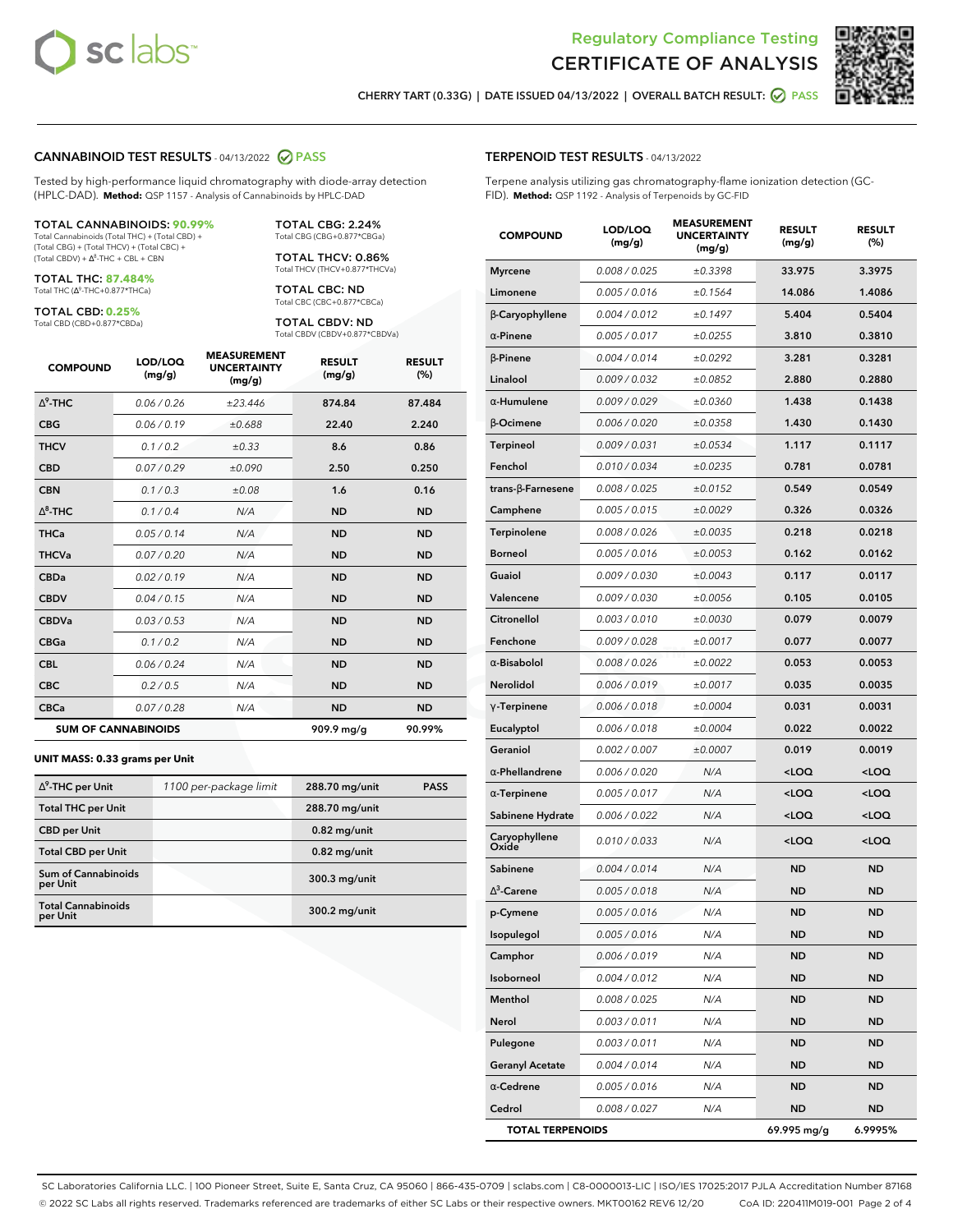Regulatory Compliance Testing
# CERTIFICATE OF ANALYSIS

CHERRY TART (0.33G) | DATE ISSUED 04/13/2022 | OVERALL BATCH RESULT: PASS

## CANNABINOID TEST RESULTS - 04/13/2022 PASS

Tested by high-performance liquid chromatography with diode-array detection (HPLC-DAD). **Method:** QSP 1157 - Analysis of Cannabinoids by HPLC-DAD

**TOTAL CANNABINOIDS: 90.99%**
Total Cannabinoids (Total THC) + (Total CBD) + (Total CBG) + (Total THCV) + (Total CBC) + (Total CBDV) + $\Delta^8$-THC + CBL + CBN

**TOTAL THC: 87.484%**
Total THC ($\Delta^9$-THC+0.877*THCa)

**TOTAL CBD: 0.25%**
Total CBD (CBD+0.877*CBDa)

**TOTAL CBG: 2.24%**
Total CBG (CBG+0.877*CBGa)

**TOTAL THCV: 0.86%**
Total THCV (THCV+0.877*THCVa)

**TOTAL CBC: ND**
Total CBC (CBC+0.877*CBCa)

**TOTAL CBDV: ND**
Total CBDV (CBDV+0.877*CBDVa)

| COMPOUND | LOD/LOQ (mg/g) | MEASUREMENT UNCERTAINTY (mg/g) | RESULT (mg/g) | RESULT (%) |
|---|---|---|---|---|
| $\Delta^9$-THC | 0.06 / 0.26 | ±23.446 | 874.84 | 87.484 |
| CBG | 0.06 / 0.19 | ±0.688 | 22.40 | 2.240 |
| THCV | 0.1 / 0.2 | ±0.33 | 8.6 | 0.86 |
| CBD | 0.07 / 0.29 | ±0.090 | 2.50 | 0.250 |
| CBN | 0.1 / 0.3 | ±0.08 | 1.6 | 0.16 |
| $\Delta^8$-THC | 0.1 / 0.4 | N/A | ND | ND |
| THCa | 0.05 / 0.14 | N/A | ND | ND |
| THCVa | 0.07 / 0.20 | N/A | ND | ND |
| CBDa | 0.02 / 0.19 | N/A | ND | ND |
| CBDV | 0.04 / 0.15 | N/A | ND | ND |
| CBDVa | 0.03 / 0.53 | N/A | ND | ND |
| CBGa | 0.1 / 0.2 | N/A | ND | ND |
| CBL | 0.06 / 0.24 | N/A | ND | ND |
| CBC | 0.2 / 0.5 | N/A | ND | ND |
| CBCa | 0.07 / 0.28 | N/A | ND | ND |
| **SUM OF CANNABINOIDS** | | | 909.9 mg/g | 90.99% |

**UNIT MASS: 0.33 grams per Unit**

| | | | |
|---|---|---|---|
| $\Delta^9$-THC per Unit | 1100 per-package limit | 288.70 mg/unit | PASS |
| Total THC per Unit | | 288.70 mg/unit | |
| CBD per Unit | | 0.82 mg/unit | |
| Total CBD per Unit | | 0.82 mg/unit | |
| Sum of Cannabinoids per Unit | | 300.3 mg/unit | |
| Total Cannabinoids per Unit | | 300.2 mg/unit | |

## TERPENOID TEST RESULTS - 04/13/2022

Terpene analysis utilizing gas chromatography-flame ionization detection (GC-FID). **Method:** QSP 1192 - Analysis of Terpenoids by GC-FID

| COMPOUND | LOD/LOQ (mg/g) | MEASUREMENT UNCERTAINTY (mg/g) | RESULT (mg/g) | RESULT (%) |
|---|---|---|---|---|
| Myrcene | 0.008 / 0.025 | ±0.3398 | 33.975 | 3.3975 |
| Limonene | 0.005 / 0.016 | ±0.1564 | 14.086 | 1.4086 |
| β-Caryophyllene | 0.004 / 0.012 | ±0.1497 | 5.404 | 0.5404 |
| α-Pinene | 0.005 / 0.017 | ±0.0255 | 3.810 | 0.3810 |
| β-Pinene | 0.004 / 0.014 | ±0.0292 | 3.281 | 0.3281 |
| Linalool | 0.009 / 0.032 | ±0.0852 | 2.880 | 0.2880 |
| α-Humulene | 0.009 / 0.029 | ±0.0360 | 1.438 | 0.1438 |
| β-Ocimene | 0.006 / 0.020 | ±0.0358 | 1.430 | 0.1430 |
| Terpineol | 0.009 / 0.031 | ±0.0534 | 1.117 | 0.1117 |
| Fenchol | 0.010 / 0.034 | ±0.0235 | 0.781 | 0.0781 |
| trans-β-Farnesene | 0.008 / 0.025 | ±0.0152 | 0.549 | 0.0549 |
| Camphene | 0.005 / 0.015 | ±0.0029 | 0.326 | 0.0326 |
| Terpinolene | 0.008 / 0.026 | ±0.0035 | 0.218 | 0.0218 |
| Borneol | 0.005 / 0.016 | ±0.0053 | 0.162 | 0.0162 |
| Guaiol | 0.009 / 0.030 | ±0.0043 | 0.117 | 0.0117 |
| Valencene | 0.009 / 0.030 | ±0.0056 | 0.105 | 0.0105 |
| Citronellol | 0.003 / 0.010 | ±0.0030 | 0.079 | 0.0079 |
| Fenchone | 0.009 / 0.028 | ±0.0017 | 0.077 | 0.0077 |
| α-Bisabolol | 0.008 / 0.026 | ±0.0022 | 0.053 | 0.0053 |
| Nerolidol | 0.006 / 0.019 | ±0.0017 | 0.035 | 0.0035 |
| γ-Terpinene | 0.006 / 0.018 | ±0.0004 | 0.031 | 0.0031 |
| Eucalyptol | 0.006 / 0.018 | ±0.0004 | 0.022 | 0.0022 |
| Geraniol | 0.002 / 0.007 | ±0.0007 | 0.019 | 0.0019 |
| α-Phellandrene | 0.006 / 0.020 | N/A | <LOQ | <LOQ |
| α-Terpinene | 0.005 / 0.017 | N/A | <LOQ | <LOQ |
| Sabinene Hydrate | 0.006 / 0.022 | N/A | <LOQ | <LOQ |
| Caryophyllene Oxide | 0.010 / 0.033 | N/A | <LOQ | <LOQ |
| Sabinene | 0.004 / 0.014 | N/A | ND | ND |
| $\Delta^3$-Carene | 0.005 / 0.018 | N/A | ND | ND |
| p-Cymene | 0.005 / 0.016 | N/A | ND | ND |
| Isopulegol | 0.005 / 0.016 | N/A | ND | ND |
| Camphor | 0.006 / 0.019 | N/A | ND | ND |
| Isoborneol | 0.004 / 0.012 | N/A | ND | ND |
| Menthol | 0.008 / 0.025 | N/A | ND | ND |
| Nerol | 0.003 / 0.011 | N/A | ND | ND |
| Pulegone | 0.003 / 0.011 | N/A | ND | ND |
| Geranyl Acetate | 0.004 / 0.014 | N/A | ND | ND |
| α-Cedrene | 0.005 / 0.016 | N/A | ND | ND |
| Cedrol | 0.008 / 0.027 | N/A | ND | ND |
| **TOTAL TERPENOIDS** | | | 69.995 mg/g | 6.9995% |

SC Laboratories California LLC. | 100 Pioneer Street, Suite E, Santa Cruz, CA 95060 | 866-435-0709 | sclabs.com | C8-0000013-LIC | ISO/IES 17025:2017 PJLA Accreditation Number 87168
© 2022 SC Labs all rights reserved. Trademarks referenced are trademarks of either SC Labs or their respective owners. MKT00162 REV6 12/20 CoA ID: 220411M019-001